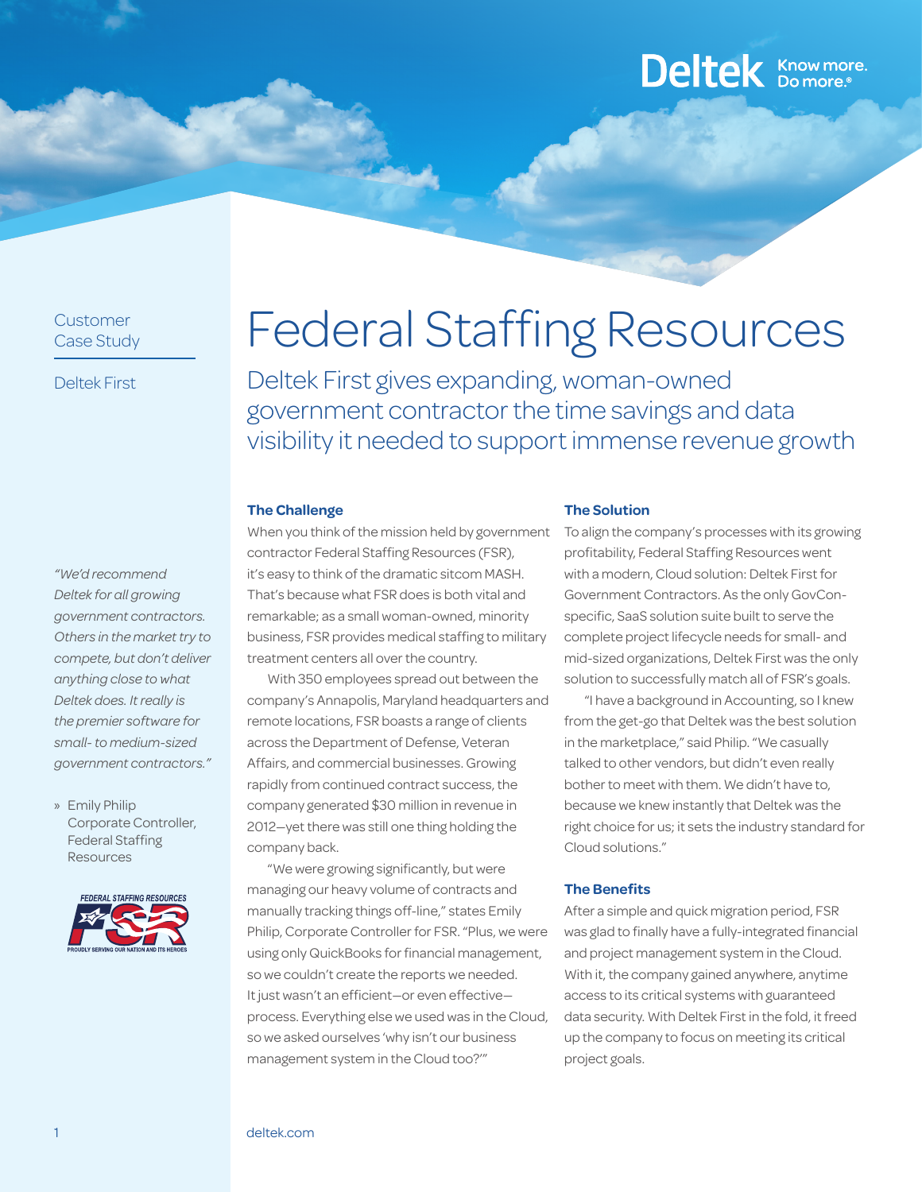Customer Case Study

Deltek First

# Federal Staffing Resources

## Deltek First gives expanding, woman-owned government contractor the time savings and data visibility it needed to support immense revenue growth

*"We'd recommend Deltek for all growing government contractors. Others in the market try to compete, but don't deliver anything close to what Deltek does. It really is the premier software for small- to medium-sized government contractors."*

» Emily Philip
Corporate Controller,
Federal Staffing Resources

### The Challenge

When you think of the mission held by government contractor Federal Staffing Resources (FSR), it's easy to think of the dramatic sitcom MASH. That's because what FSR does is both vital and remarkable; as a small woman-owned, minority business, FSR provides medical staffing to military treatment centers all over the country.

With 350 employees spread out between the company's Annapolis, Maryland headquarters and remote locations, FSR boasts a range of clients across the Department of Defense, Veteran Affairs, and commercial businesses. Growing rapidly from continued contract success, the company generated $30 million in revenue in 2012—yet there was still one thing holding the company back.

"We were growing significantly, but were managing our heavy volume of contracts and manually tracking things off-line," states Emily Philip, Corporate Controller for FSR. "Plus, we were using only QuickBooks for financial management, so we couldn't create the reports we needed. It just wasn't an efficient—or even effective—process. Everything else we used was in the Cloud, so we asked ourselves 'why isn't our business management system in the Cloud too?'"

### The Solution

To align the company's processes with its growing profitability, Federal Staffing Resources went with a modern, Cloud solution: Deltek First for Government Contractors. As the only GovCon-specific, SaaS solution suite built to serve the complete project lifecycle needs for small- and mid-sized organizations, Deltek First was the only solution to successfully match all of FSR's goals.

"I have a background in Accounting, so I knew from the get-go that Deltek was the best solution in the marketplace," said Philip. "We casually talked to other vendors, but didn't even really bother to meet with them. We didn't have to, because we knew instantly that Deltek was the right choice for us; it sets the industry standard for Cloud solutions."

### The Benefits

After a simple and quick migration period, FSR was glad to finally have a fully-integrated financial and project management system in the Cloud. With it, the company gained anywhere, anytime access to its critical systems with guaranteed data security. With Deltek First in the fold, it freed up the company to focus on meeting its critical project goals.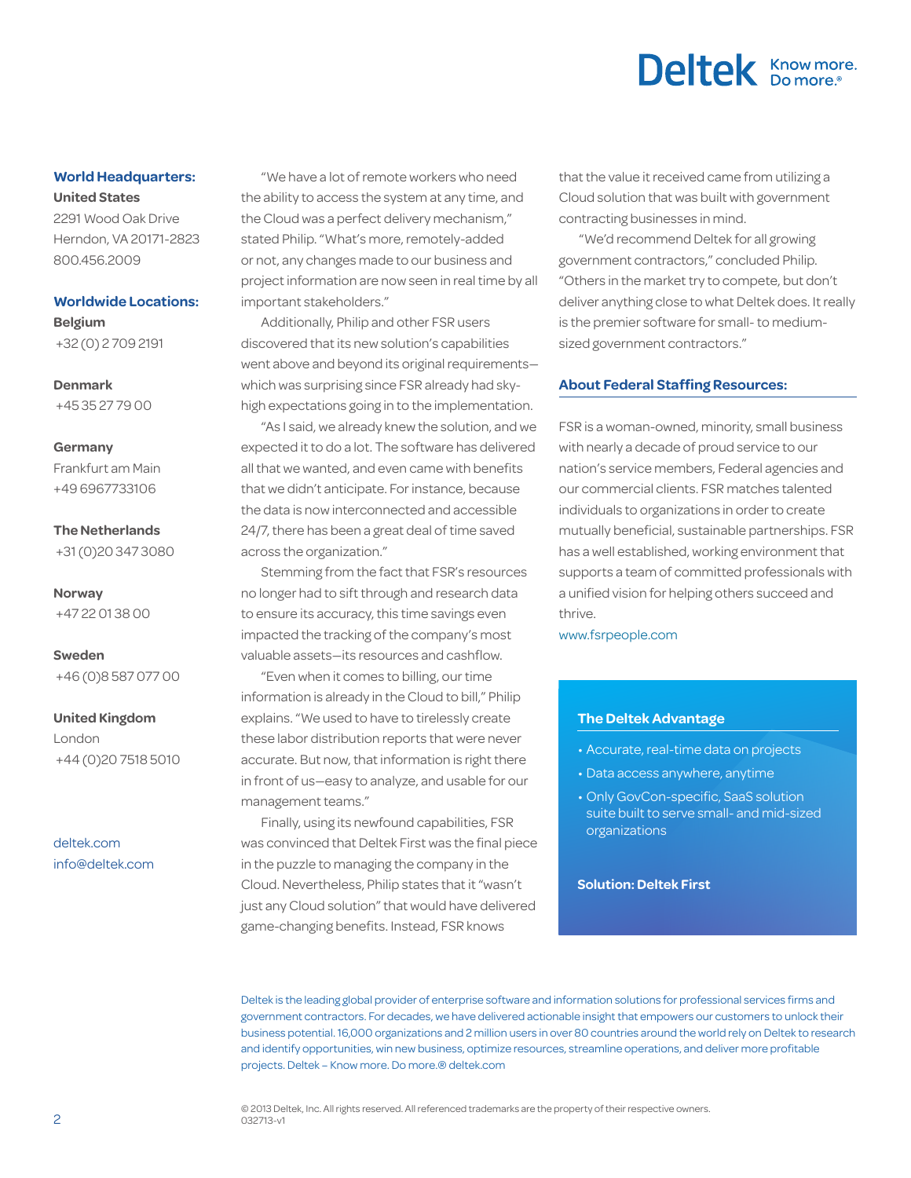"We have a lot of remote workers who need the ability to access the system at any time, and the Cloud was a perfect delivery mechanism," stated Philip. "What's more, remotely-added or not, any changes made to our business and project information are now seen in real time by all important stakeholders."

Additionally, Philip and other FSR users discovered that its new solution's capabilities went above and beyond its original requirements—which was surprising since FSR already had sky-high expectations going in to the implementation.

"As I said, we already knew the solution, and we expected it to do a lot. The software has delivered all that we wanted, and even came with benefits that we didn't anticipate. For instance, because the data is now interconnected and accessible 24/7, there has been a great deal of time saved across the organization."

Stemming from the fact that FSR's resources no longer had to sift through and research data to ensure its accuracy, this time savings even impacted the tracking of the company's most valuable assets—its resources and cashflow.

"Even when it comes to billing, our time information is already in the Cloud to bill," Philip explains. "We used to have to tirelessly create these labor distribution reports that were never accurate. But now, that information is right there in front of us—easy to analyze, and usable for our management teams."

Finally, using its newfound capabilities, FSR was convinced that Deltek First was the final piece in the puzzle to managing the company in the Cloud. Nevertheless, Philip states that it "wasn't just any Cloud solution" that would have delivered game-changing benefits. Instead, FSR knows that the value it received came from utilizing a Cloud solution that was built with government contracting businesses in mind.

"We'd recommend Deltek for all growing government contractors," concluded Philip. "Others in the market try to compete, but don't deliver anything close to what Deltek does. It really is the premier software for small- to medium-sized government contractors."

## About Federal Staffing Resources:

FSR is a woman-owned, minority, small business with nearly a decade of proud service to our nation's service members, Federal agencies and our commercial clients. FSR matches talented individuals to organizations in order to create mutually beneficial, sustainable partnerships. FSR has a well established, working environment that supports a team of committed professionals with a unified vision for helping others succeed and thrive.

www.fsrpeople.com

### The Deltek Advantage

- Accurate, real-time data on projects
- Data access anywhere, anytime
- Only GovCon-specific, SaaS solution suite built to serve small- and mid-sized organizations

**Solution: Deltek First**

**World Headquarters:**

**United States**
2291 Wood Oak Drive
Herndon, VA 20171-2823
800.456.2009

**Worldwide Locations:**

**Belgium**
+32 (0) 2 709 2191

**Denmark**
+45 35 27 79 00

**Germany**
Frankfurt am Main
+49 6967733106

**The Netherlands**
+31 (0)20 347 3080

**Norway**
+47 22 01 38 00

**Sweden**
+46 (0)8 587 077 00

**United Kingdom**
London
+44 (0)20 7518 5010

deltek.com
info@deltek.com

Deltek is the leading global provider of enterprise software and information solutions for professional services firms and government contractors. For decades, we have delivered actionable insight that empowers our customers to unlock their business potential. 16,000 organizations and 2 million users in over 80 countries around the world rely on Deltek to research and identify opportunities, win new business, optimize resources, streamline operations, and deliver more profitable projects. Deltek – Know more. Do more.® deltek.com

© 2013 Deltek, Inc. All rights reserved. All referenced trademarks are the property of their respective owners.
032713-v1